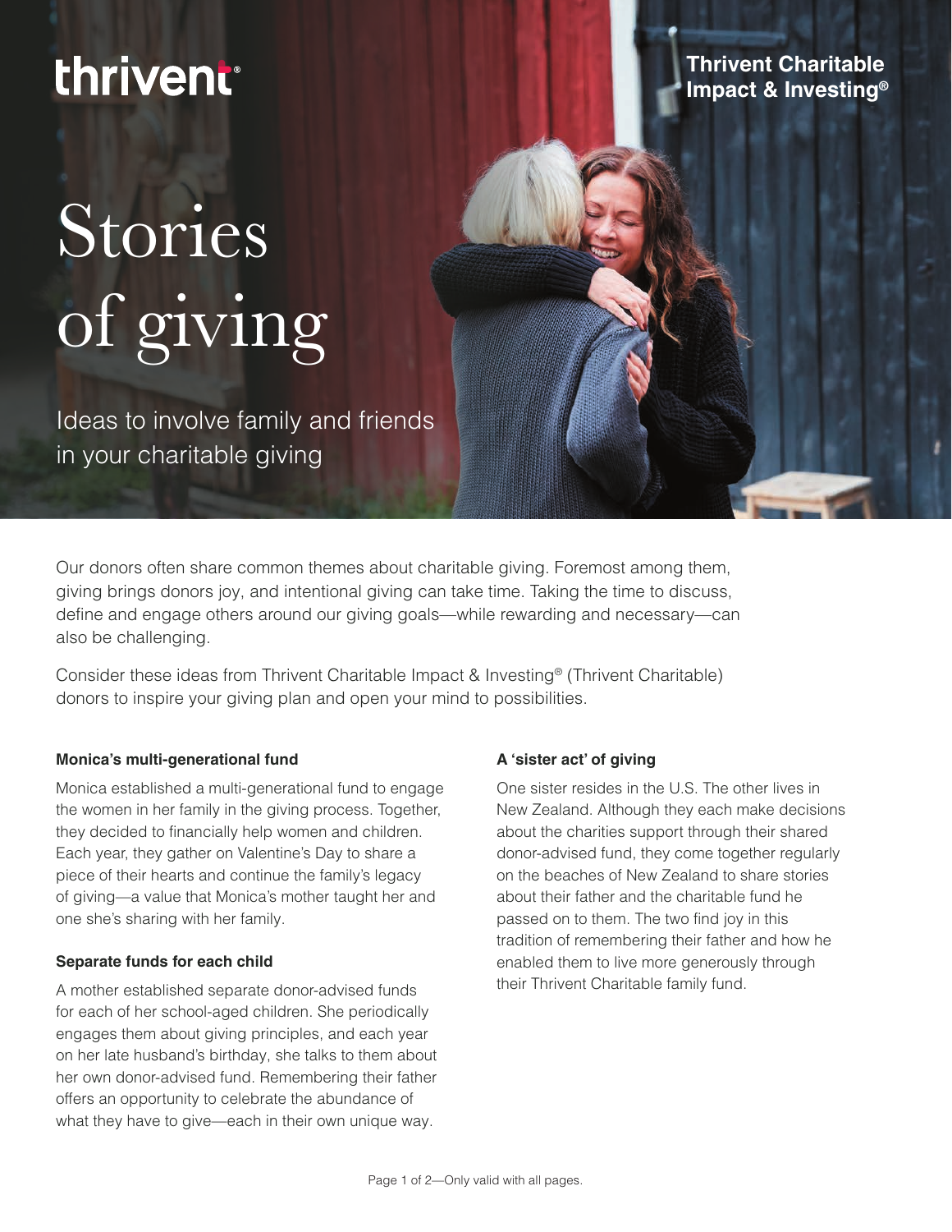thrivent

**Thrivent Charitable Impact & Investing®**

# Stories of giving

Ideas to involve family and friends in your charitable giving

Our donors often share common themes about charitable giving. Foremost among them, giving brings donors joy, and intentional giving can take time. Taking the time to discuss, define and engage others around our giving goals—while rewarding and necessary—can also be challenging.

Consider these ideas from Thrivent Charitable Impact & Investing® (Thrivent Charitable) donors to inspire your giving plan and open your mind to possibilities.

### Monica's multi-generational fund

Monica established a multi-generational fund to engage the women in her family in the giving process. Together, they decided to financially help women and children. Each year, they gather on Valentine's Day to share a piece of their hearts and continue the family's legacy of giving—a value that Monica's mother taught her and one she's sharing with her family.

### Separate funds for each child

A mother established separate donor-advised funds for each of her school-aged children. She periodically engages them about giving principles, and each year on her late husband's birthday, she talks to them about her own donor-advised fund. Remembering their father offers an opportunity to celebrate the abundance of what they have to give—each in their own unique way.

### A 'sister act' of giving

One sister resides in the U.S. The other lives in New Zealand. Although they each make decisions about the charities support through their shared donor-advised fund, they come together regularly on the beaches of New Zealand to share stories about their father and the charitable fund he passed on to them. The two find joy in this tradition of remembering their father and how he enabled them to live more generously through their Thrivent Charitable family fund.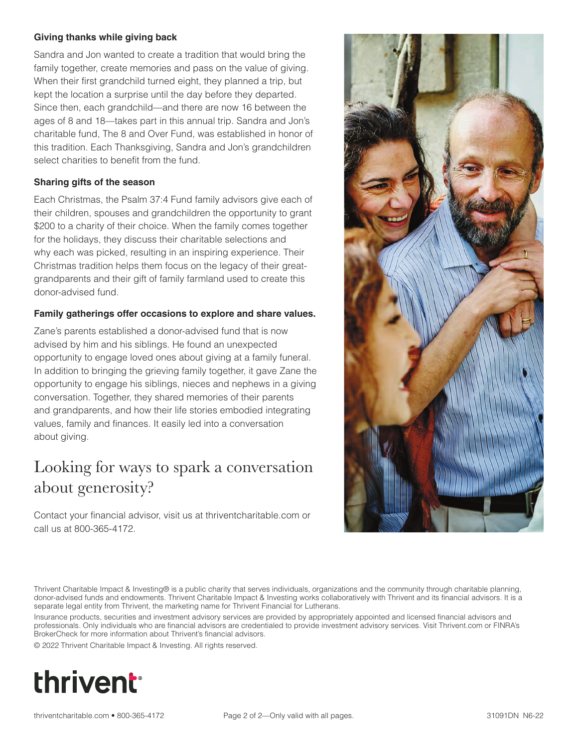### Giving thanks while giving back

Sandra and Jon wanted to create a tradition that would bring the family together, create memories and pass on the value of giving. When their first grandchild turned eight, they planned a trip, but kept the location a surprise until the day before they departed. Since then, each grandchild—and there are now 16 between the ages of 8 and 18—takes part in this annual trip. Sandra and Jon's charitable fund, The 8 and Over Fund, was established in honor of this tradition. Each Thanksgiving, Sandra and Jon's grandchildren select charities to benefit from the fund.

### Sharing gifts of the season

Each Christmas, the Psalm 37:4 Fund family advisors give each of their children, spouses and grandchildren the opportunity to grant $200 to a charity of their choice. When the family comes together for the holidays, they discuss their charitable selections and why each was picked, resulting in an inspiring experience. Their Christmas tradition helps them focus on the legacy of their great-grandparents and their gift of family farmland used to create this donor-advised fund.

### Family gatherings offer occasions to explore and share values.

Zane's parents established a donor-advised fund that is now advised by him and his siblings. He found an unexpected opportunity to engage loved ones about giving at a family funeral. In addition to bringing the grieving family together, it gave Zane the opportunity to engage his siblings, nieces and nephews in a giving conversation. Together, they shared memories of their parents and grandparents, and how their life stories embodied integrating values, family and finances. It easily led into a conversation about giving.

## Looking for ways to spark a conversation about generosity?

Contact your financial advisor, visit us at thriventcharitable.com or call us at 800-365-4172.

Thrivent Charitable Impact & Investing® is a public charity that serves individuals, organizations and the community through charitable planning, donor-advised funds and endowments. Thrivent Charitable Impact & Investing works collaboratively with Thrivent and its financial advisors. It is a separate legal entity from Thrivent, the marketing name for Thrivent Financial for Lutherans.

Insurance products, securities and investment advisory services are provided by appropriately appointed and licensed financial advisors and professionals. Only individuals who are financial advisors are credentialed to provide investment advisory services. Visit Thrivent.com or FINRA's BrokerCheck for more information about Thrivent's financial advisors.

© 2022 Thrivent Charitable Impact & Investing. All rights reserved.

thrivent

thriventcharitable.com • 800-365-4172

Page 2 of 2—Only valid with all pages.

31091DN N6-22